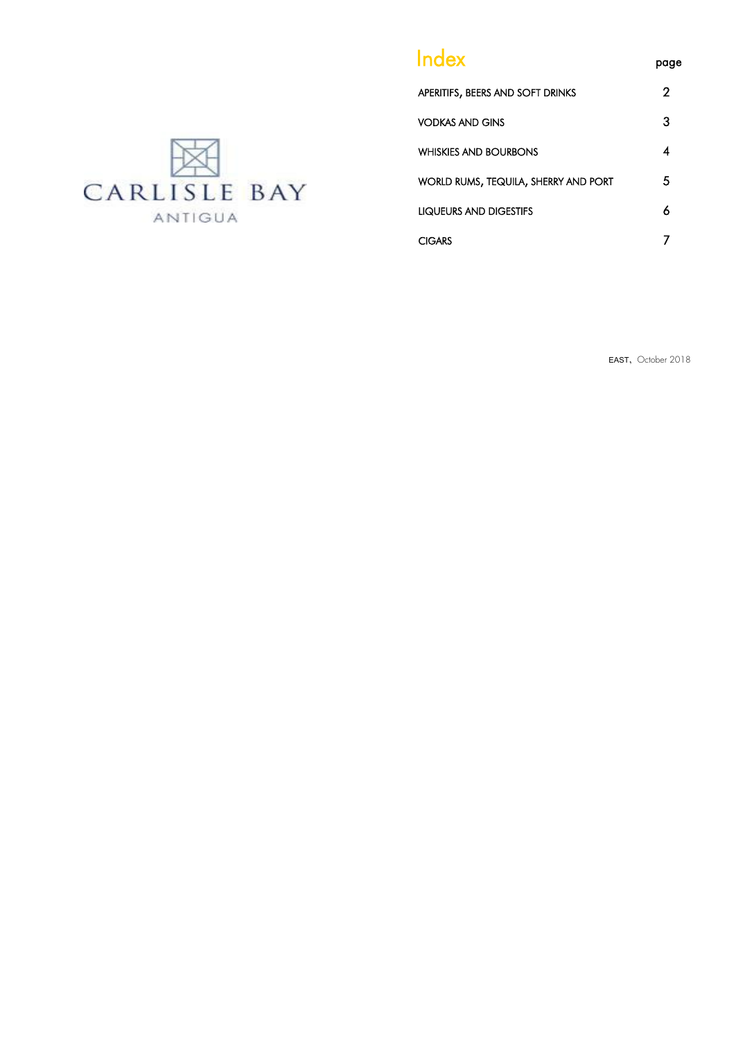CARLISLE BAY

ANTIGUA

# Index

| | page |
|---|---|
| APERITIFS, BEERS AND SOFT DRINKS | 2 |
| VODKAS AND GINS | 3 |
| WHISKIES AND BOURBONS | 4 |
| WORLD RUMS, TEQUILA, SHERRY AND PORT | 5 |
| LIQUEURS AND DIGESTIFS | 6 |
| CIGARS | 7 |

EAST, October 2018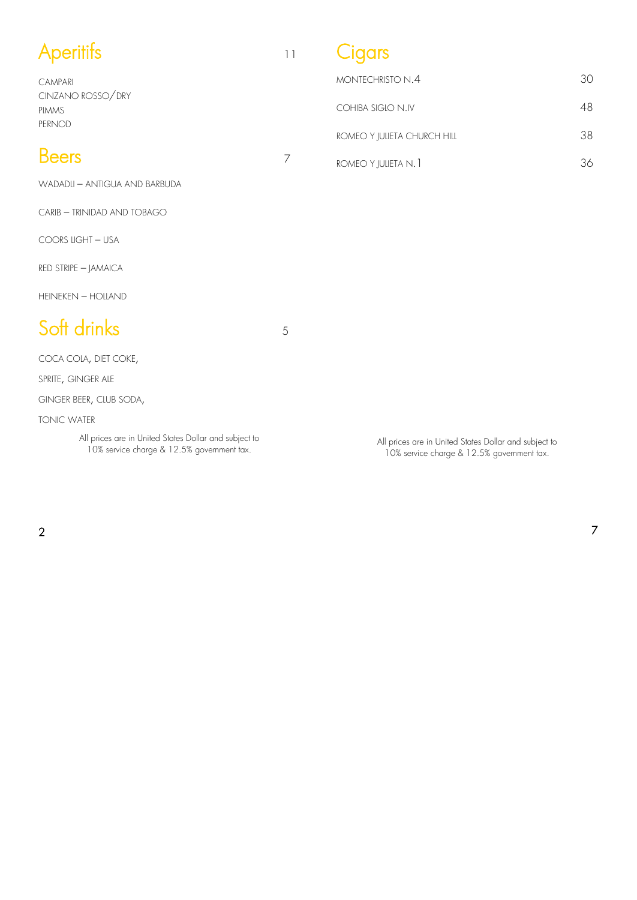## Aperitifs 11

CAMPARI
CINZANO ROSSO/DRY
PIMMS
PERNOD

## Beers 7

WADADLI – ANTIGUA AND BARBUDA

CARIB – TRINIDAD AND TOBAGO

COORS LIGHT – USA

RED STRIPE – JAMAICA

HEINEKEN – HOLLAND

## Soft drinks 5

COCA COLA, DIET COKE,

SPRITE, GINGER ALE

GINGER BEER, CLUB SODA,

TONIC WATER

All prices are in United States Dollar and subject to 10% service charge & 12.5% government tax.

## Cigars

| | |
|---|---|
| MONTECHRISTO N.4 | 30 |
| COHIBA SIGLO N.IV | 48 |
| ROMEO Y JULIETA CHURCH HILL | 38 |
| ROMEO Y JULIETA N.1 | 36 |

All prices are in United States Dollar and subject to 10% service charge & 12.5% government tax.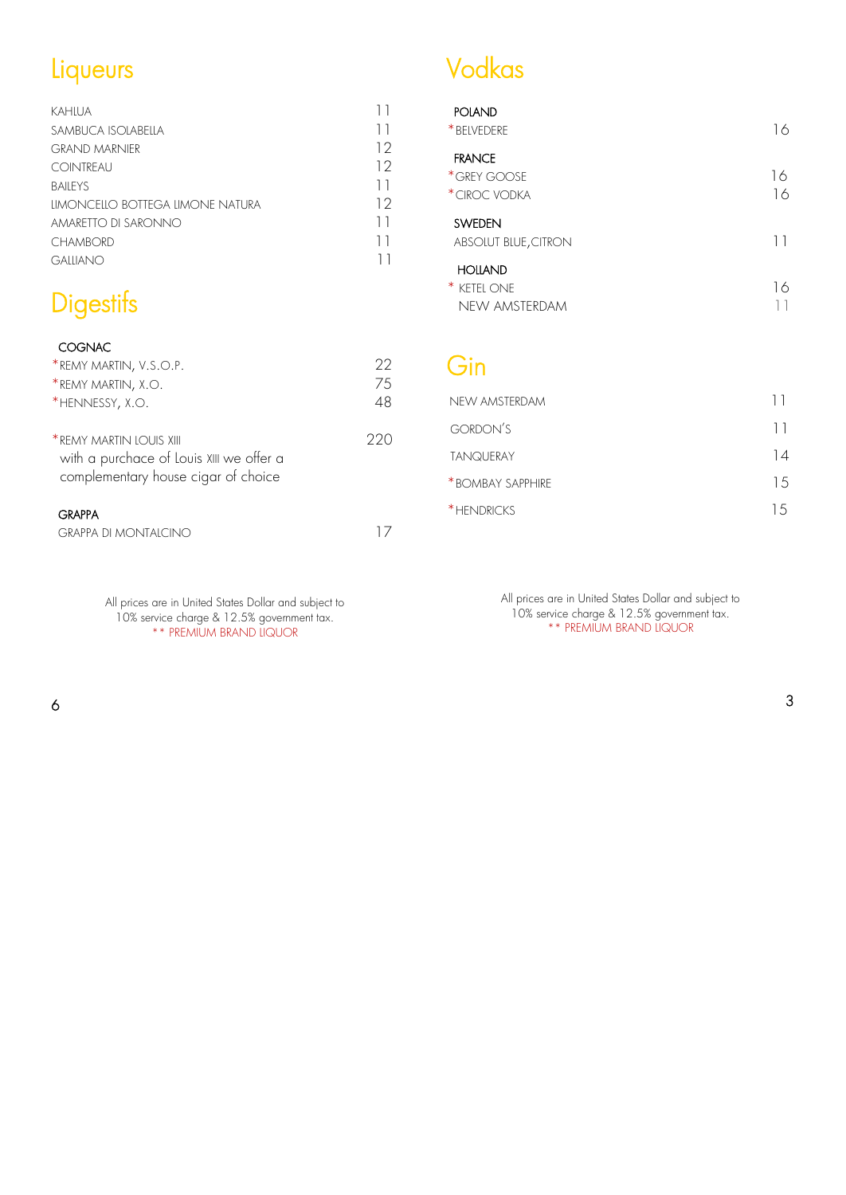# Liqueurs

| | |
|---|---|
| KAHLUA | 11 |
| SAMBUCA ISOLABELLA | 11 |
| GRAND MARNIER | 12 |
| COINTREAU | 12 |
| BAILEYS | 11 |
| LIMONCELLO BOTTEGA LIMONE NATURA | 12 |
| AMARETTO DI SARONNO | 11 |
| CHAMBORD | 11 |
| GALLIANO | 11 |

# Digestifs

**COGNAC**

| | |
|---|---|
| *REMY MARTIN, V.S.O.P. | 22 |
| *REMY MARTIN, X.O. | 75 |
| *HENNESSY, X.O. | 48 |
| *REMY MARTIN LOUIS XIII | 220 |

with a purchase of Louis XIII we offer a complementary house cigar of choice

**GRAPPA**

| | |
|---|---|
| GRAPPA DI MONTALCINO | 17 |

All prices are in United States Dollar and subject to 10% service charge & 12.5% government tax.
** PREMIUM BRAND LIQUOR

# Vodkas

**POLAND**

| | |
|---|---|
| *BELVEDERE | 16 |

**FRANCE**

| | |
|---|---|
| *GREY GOOSE | 16 |
| *CIROC VODKA | 16 |

**SWEDEN**

| | |
|---|---|
| ABSOLUT BLUE, CITRON | 11 |

**HOLLAND**

| | |
|---|---|
| * KETEL ONE | 16 |
| NEW AMSTERDAM | 11 |

# Gin

| | |
|---|---|
| NEW AMSTERDAM | 11 |
| GORDON'S | 11 |
| TANQUERAY | 14 |
| *BOMBAY SAPPHIRE | 15 |
| *HENDRICKS | 15 |

All prices are in United States Dollar and subject to 10% service charge & 12.5% government tax.
** PREMIUM BRAND LIQUOR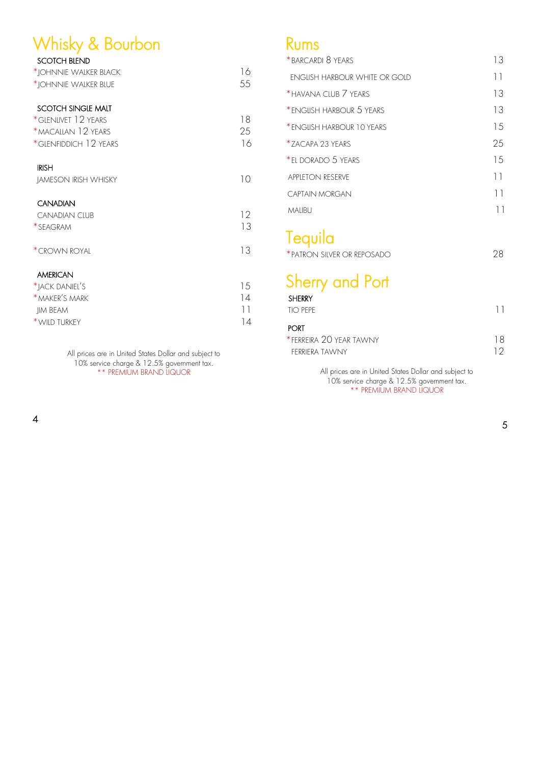# Whisky & Bourbon

| | |
|---|---|
| **SCOTCH BLEND** | |
| *JOHNNIE WALKER BLACK | 16 |
| *JOHNNIE WALKER BLUE | 55 |
| **SCOTCH SINGLE MALT** | |
| *GLENLIVET 12 YEARS | 18 |
| *MACALLAN 12 YEARS | 25 |
| *GLENFIDDICH 12 YEARS | 16 |
| **IRISH** | |
| JAMESON IRISH WHISKY | 10 |
| **CANADIAN** | |
| CANADIAN CLUB | 12 |
| *SEAGRAM | 13 |
| *CROWN ROYAL | 13 |
| **AMERICAN** | |
| *JACK DANIEL'S | 15 |
| *MAKER'S MARK | 14 |
| JIM BEAM | 11 |
| *WILD TURKEY | 14 |

All prices are in United States Dollar and subject to 10% service charge & 12.5% government tax.
* * PREMIUM BRAND LIQUOR

# Rums

| | |
|---|---|
| *BARCARDI 8 YEARS | 13 |
| ENGLISH HARBOUR WHITE OR GOLD | 11 |
| *HAVANA CLUB 7 YEARS | 13 |
| *ENGLISH HARBOUR 5 YEARS | 13 |
| *ENGLISH HARBOUR 10 YEARS | 15 |
| *ZACAPA 23 YEARS | 25 |
| *EL DORADO 5 YEARS | 15 |
| APPLETON RESERVE | 11 |
| CAPTAIN MORGAN | 11 |
| MALIBU | 11 |

# Tequila

| | |
|---|---|
| *PATRON SILVER OR REPOSADO | 28 |

# Sherry and Port

| | |
|---|---|
| **SHERRY** | |
| TIO PEPE | 11 |
| **PORT** | |
| *FERREIRA 20 YEAR TAWNY | 18 |
| FERRIERA TAWNY | 12 |

All prices are in United States Dollar and subject to 10% service charge & 12.5% government tax.
* * PREMIUM BRAND LIQUOR